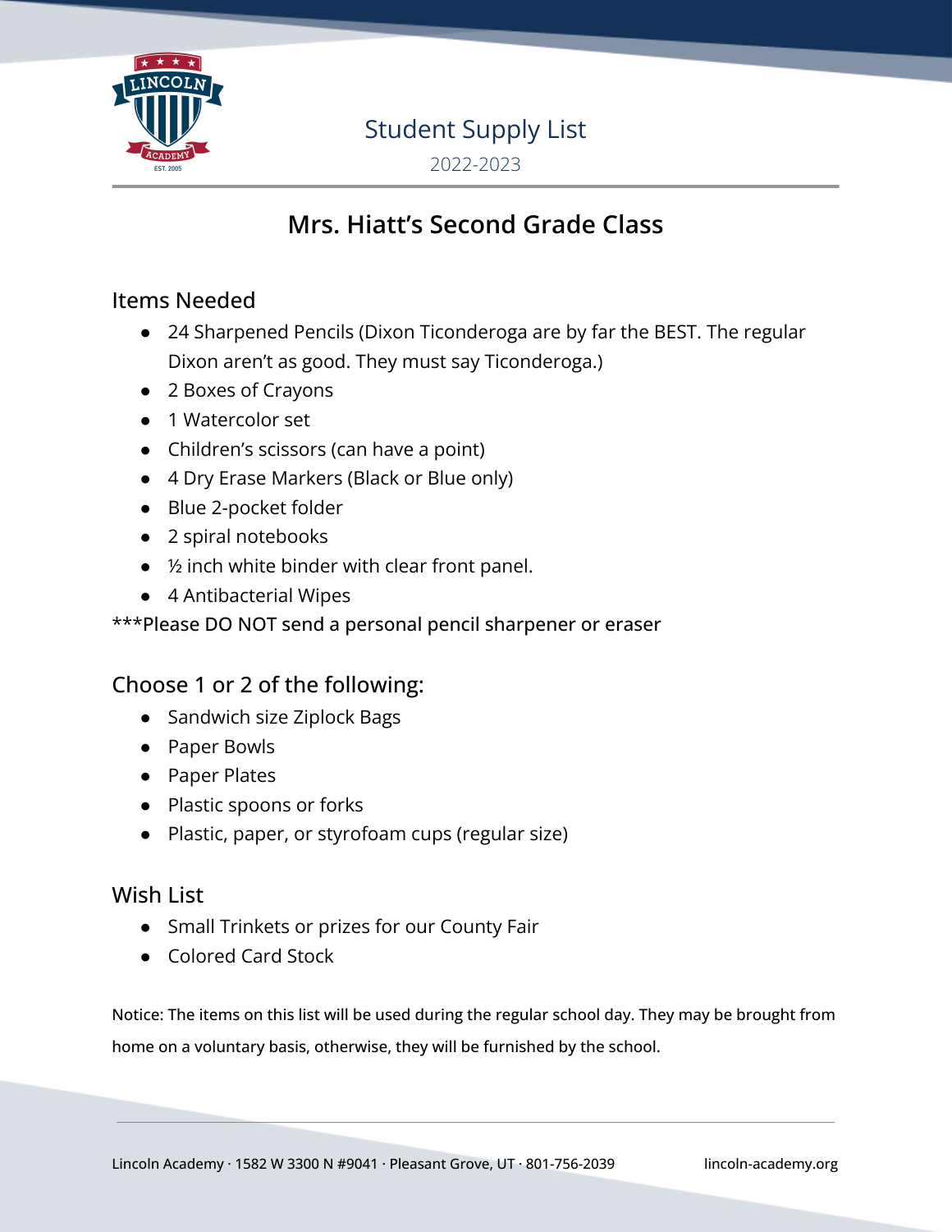# Student Supply List

2022-2023

## Mrs. Hiatt's Second Grade Class

### Items Needed

- 24 Sharpened Pencils (Dixon Ticonderoga are by far the BEST. The regular Dixon aren't as good. They must say Ticonderoga.)
- 2 Boxes of Crayons
- 1 Watercolor set
- Children's scissors (can have a point)
- 4 Dry Erase Markers (Black or Blue only)
- Blue 2-pocket folder
- 2 spiral notebooks
- ½ inch white binder with clear front panel.
- 4 Antibacterial Wipes

***Please DO NOT send a personal pencil sharpener or eraser

### Choose 1 or 2 of the following:

- Sandwich size Ziplock Bags
- Paper Bowls
- Paper Plates
- Plastic spoons or forks
- Plastic, paper, or styrofoam cups (regular size)

### Wish List

- Small Trinkets or prizes for our County Fair
- Colored Card Stock

Notice: The items on this list will be used during the regular school day. They may be brought from home on a voluntary basis, otherwise, they will be furnished by the school.

Lincoln Academy · 1582 W 3300 N #9041 · Pleasant Grove, UT · 801-756-2039 lincoln-academy.org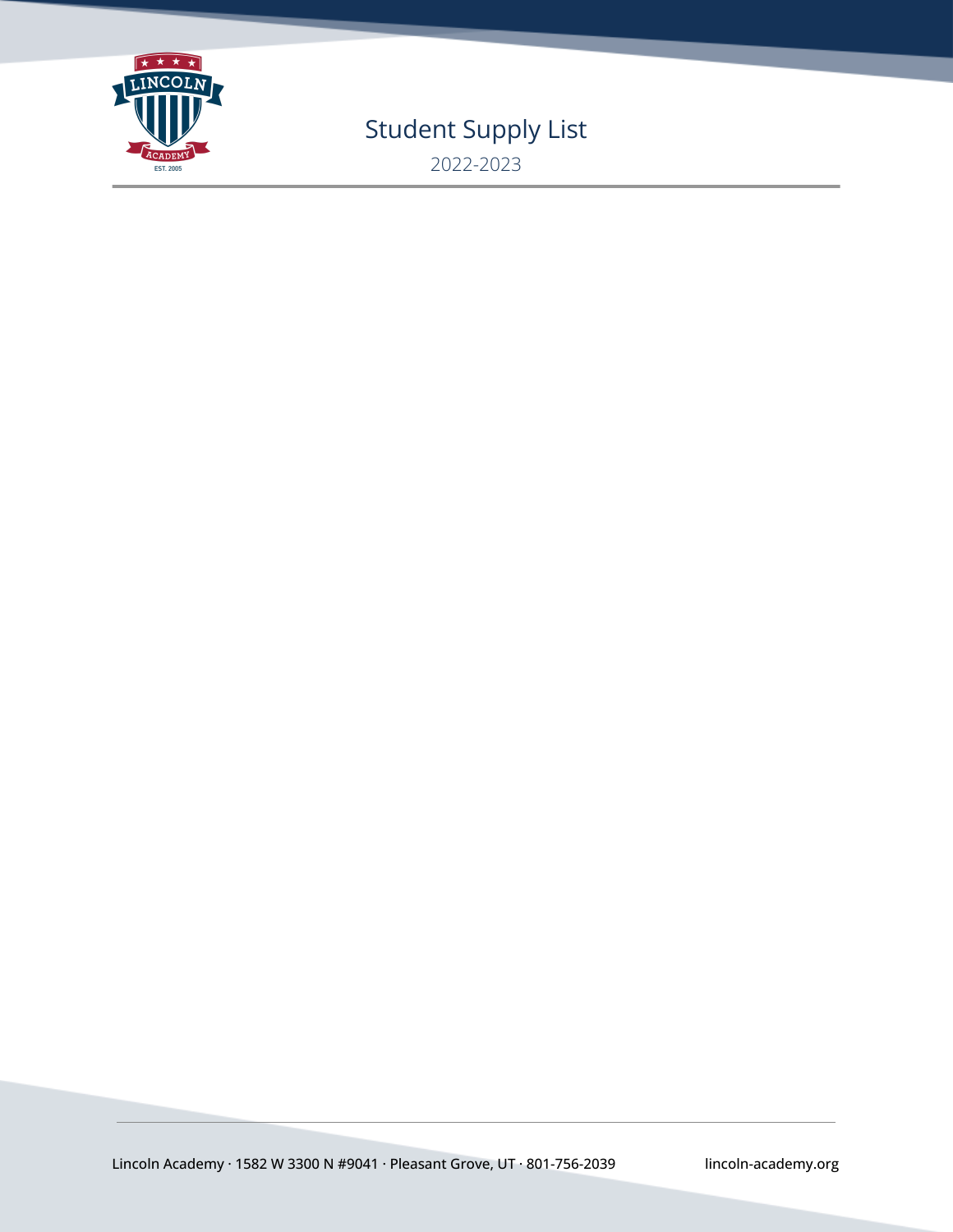# Student Supply List

2022-2023

Lincoln Academy · 1582 W 3300 N #9041 · Pleasant Grove, UT · 801-756-2039

lincoln-academy.org